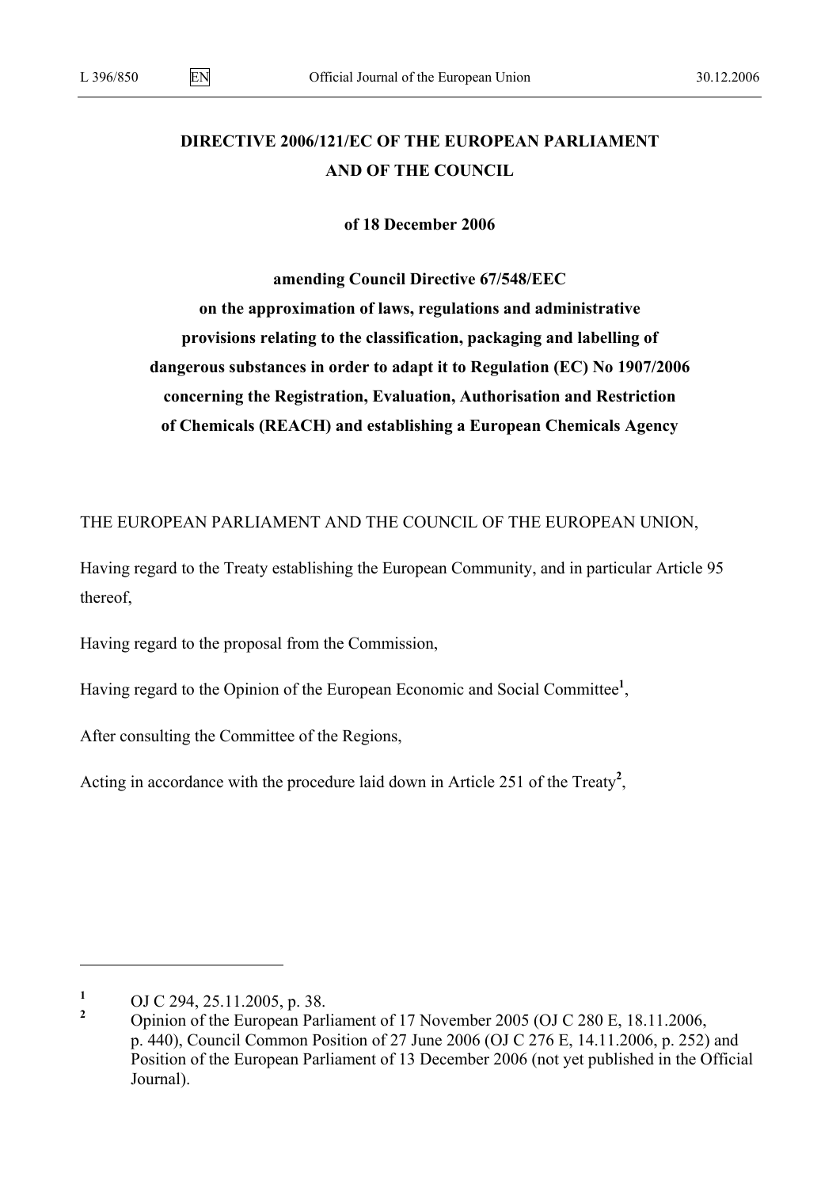# DIRECTIVE 2006/121/EC OF THE EUROPEAN PARLIAMENT AND OF THE COUNCIL

**of 18 December 2006**

**amending Council Directive 67/548/EEC on the approximation of laws, regulations and administrative provisions relating to the classification, packaging and labelling of dangerous substances in order to adapt it to Regulation (EC) No 1907/2006 concerning the Registration, Evaluation, Authorisation and Restriction of Chemicals (REACH) and establishing a European Chemicals Agency**

THE EUROPEAN PARLIAMENT AND THE COUNCIL OF THE EUROPEAN UNION,

Having regard to the Treaty establishing the European Community, and in particular Article 95 thereof,

Having regard to the proposal from the Commission,

Having regard to the Opinion of the European Economic and Social Committee[1],

After consulting the Committee of the Regions,

Acting in accordance with the procedure laid down in Article 251 of the Treaty[2],

---

[1] OJ C 294, 25.11.2005, p. 38.

[2] Opinion of the European Parliament of 17 November 2005 (OJ C 280 E, 18.11.2006, p. 440), Council Common Position of 27 June 2006 (OJ C 276 E, 14.11.2006, p. 252) and Position of the European Parliament of 13 December 2006 (not yet published in the Official Journal).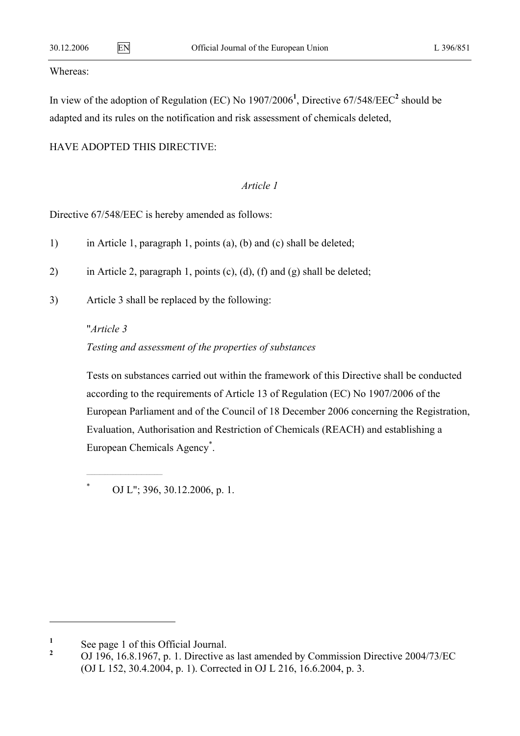Whereas:

In view of the adoption of Regulation (EC) No 1907/2006[1], Directive 67/548/EEC[2] should be adapted and its rules on the notification and risk assessment of chemicals deleted,

HAVE ADOPTED THIS DIRECTIVE:

*Article 1*

Directive 67/548/EEC is hereby amended as follows:

1) in Article 1, paragraph 1, points (a), (b) and (c) shall be deleted;

2) in Article 2, paragraph 1, points (c), (d), (f) and (g) shall be deleted;

3) Article 3 shall be replaced by the following:

> "*Article 3*
>
> *Testing and assessment of the properties of substances*
>
> Tests on substances carried out within the framework of this Directive shall be conducted according to the requirements of Article 13 of Regulation (EC) No 1907/2006 of the European Parliament and of the Council of 18 December 2006 concerning the Registration, Evaluation, Authorisation and Restriction of Chemicals (REACH) and establishing a European Chemicals Agency[*].
>
> ---
>
> [*] OJ L"; 396, 30.12.2006, p. 1.

---

[1] See page 1 of this Official Journal.

[2] OJ 196, 16.8.1967, p. 1. Directive as last amended by Commission Directive 2004/73/EC (OJ L 152, 30.4.2004, p. 1). Corrected in OJ L 216, 16.6.2004, p. 3.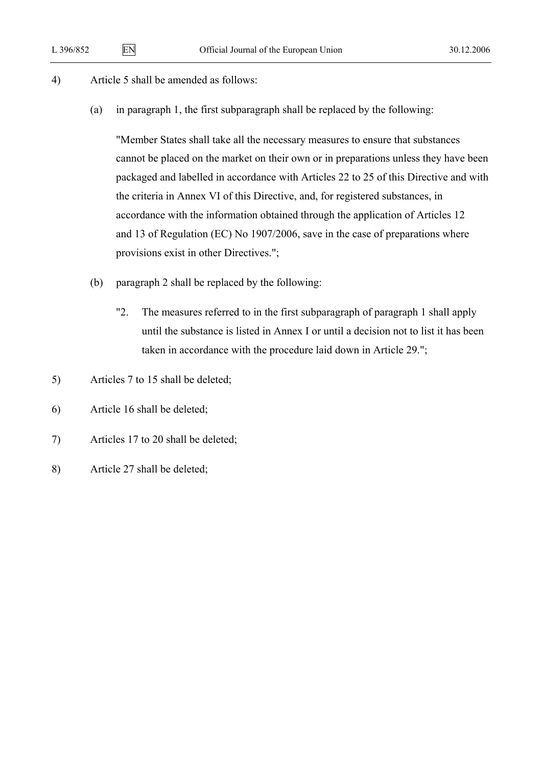4) Article 5 shall be amended as follows:

(a) in paragraph 1, the first subparagraph shall be replaced by the following:

"Member States shall take all the necessary measures to ensure that substances cannot be placed on the market on their own or in preparations unless they have been packaged and labelled in accordance with Articles 22 to 25 of this Directive and with the criteria in Annex VI of this Directive, and, for registered substances, in accordance with the information obtained through the application of Articles 12 and 13 of Regulation (EC) No 1907/2006, save in the case of preparations where provisions exist in other Directives.";

(b) paragraph 2 shall be replaced by the following:

"2. The measures referred to in the first subparagraph of paragraph 1 shall apply until the substance is listed in Annex I or until a decision not to list it has been taken in accordance with the procedure laid down in Article 29.";

5) Articles 7 to 15 shall be deleted;

6) Article 16 shall be deleted;

7) Articles 17 to 20 shall be deleted;

8) Article 27 shall be deleted;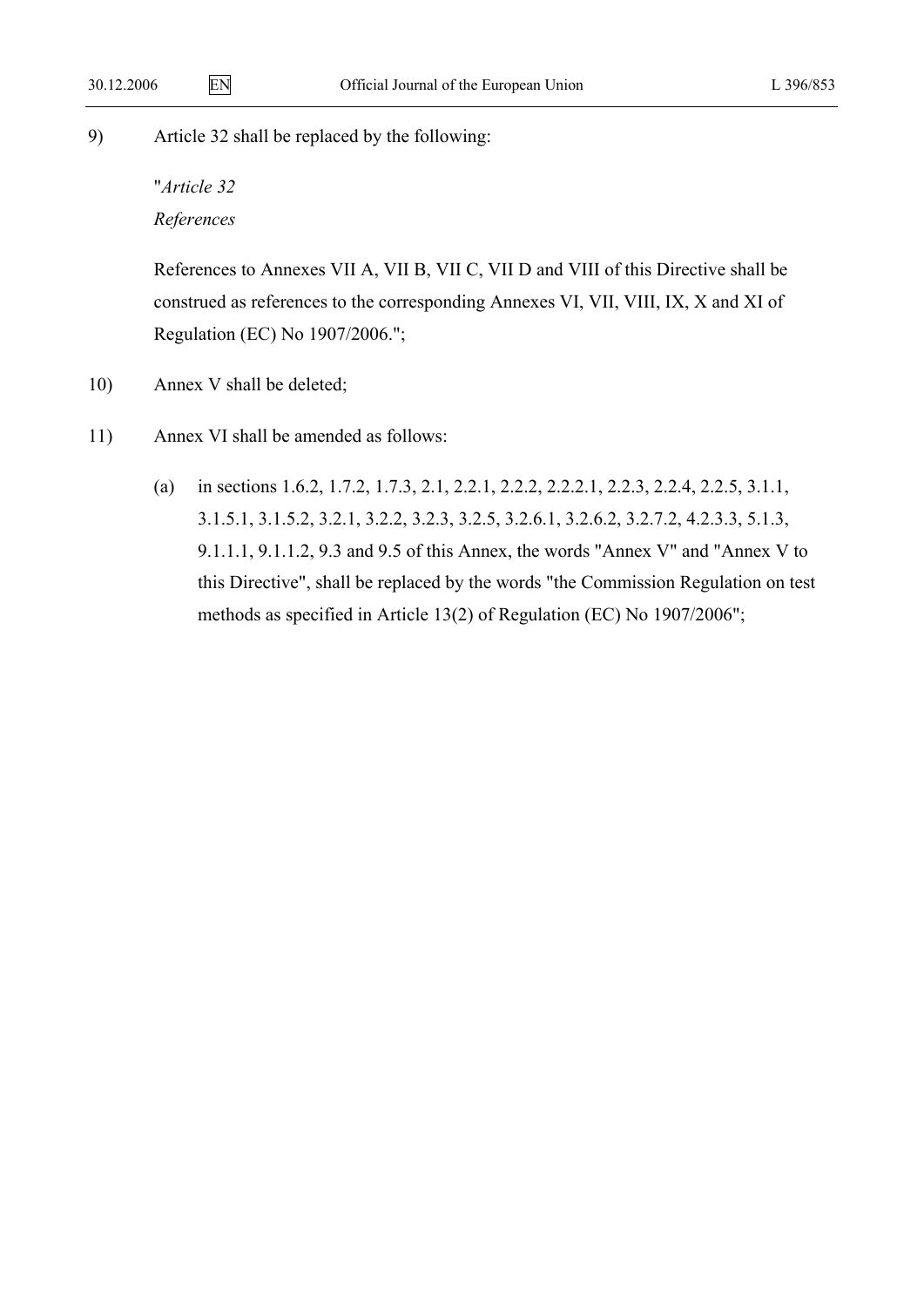9) Article 32 shall be replaced by the following:

"*Article 32*

*References*

References to Annexes VII A, VII B, VII C, VII D and VIII of this Directive shall be construed as references to the corresponding Annexes VI, VII, VIII, IX, X and XI of Regulation (EC) No 1907/2006.";

10) Annex V shall be deleted;

11) Annex VI shall be amended as follows:

(a) in sections 1.6.2, 1.7.2, 1.7.3, 2.1, 2.2.1, 2.2.2, 2.2.2.1, 2.2.3, 2.2.4, 2.2.5, 3.1.1, 3.1.5.1, 3.1.5.2, 3.2.1, 3.2.2, 3.2.3, 3.2.5, 3.2.6.1, 3.2.6.2, 3.2.7.2, 4.2.3.3, 5.1.3, 9.1.1.1, 9.1.1.2, 9.3 and 9.5 of this Annex, the words "Annex V" and "Annex V to this Directive", shall be replaced by the words "the Commission Regulation on test methods as specified in Article 13(2) of Regulation (EC) No 1907/2006";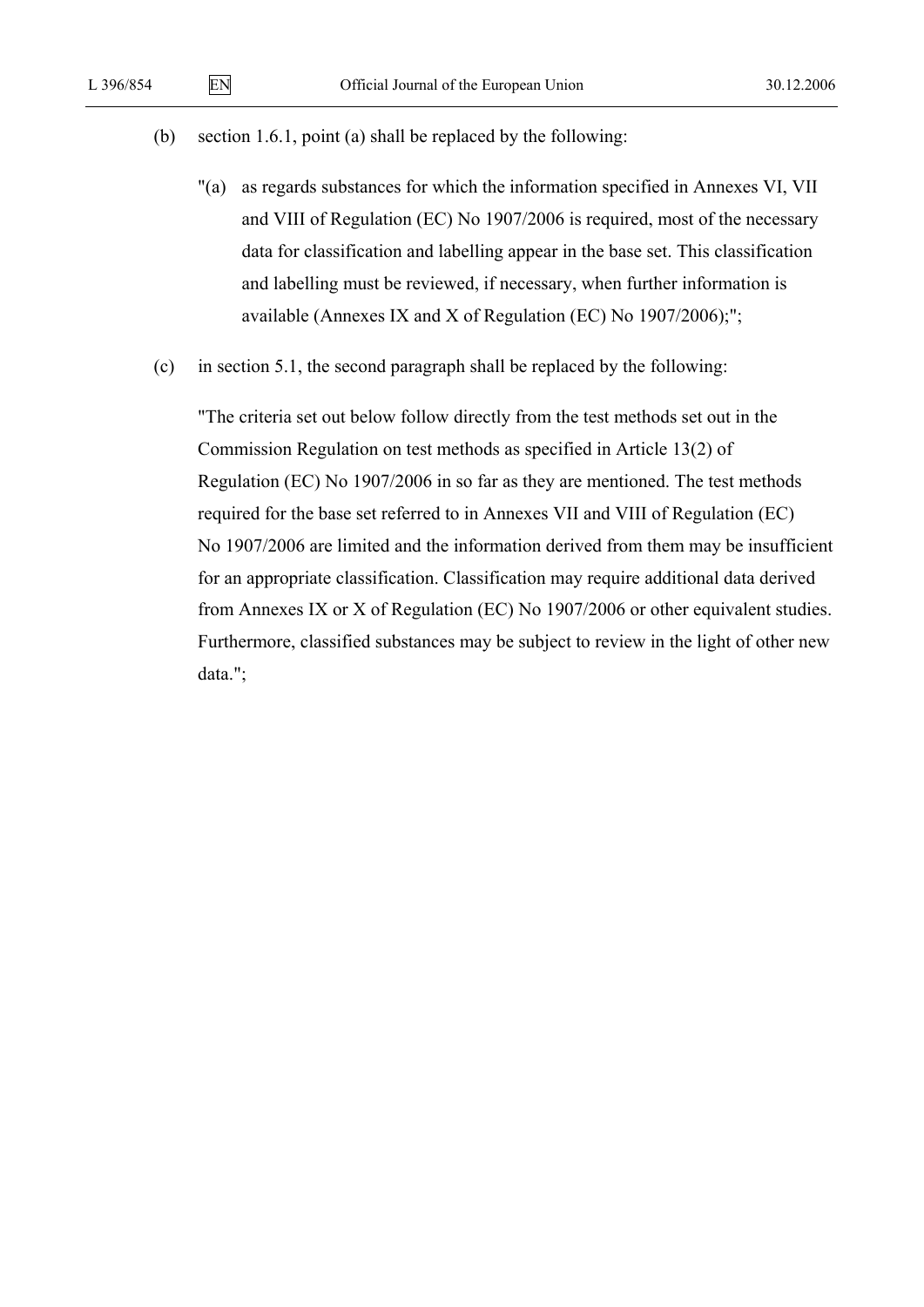(b) section 1.6.1, point (a) shall be replaced by the following:

> "(a) as regards substances for which the information specified in Annexes VI, VII and VIII of Regulation (EC) No 1907/2006 is required, most of the necessary data for classification and labelling appear in the base set. This classification and labelling must be reviewed, if necessary, when further information is available (Annexes IX and X of Regulation (EC) No 1907/2006);";

(c) in section 5.1, the second paragraph shall be replaced by the following:

> "The criteria set out below follow directly from the test methods set out in the Commission Regulation on test methods as specified in Article 13(2) of Regulation (EC) No 1907/2006 in so far as they are mentioned. The test methods required for the base set referred to in Annexes VII and VIII of Regulation (EC) No 1907/2006 are limited and the information derived from them may be insufficient for an appropriate classification. Classification may require additional data derived from Annexes IX or X of Regulation (EC) No 1907/2006 or other equivalent studies. Furthermore, classified substances may be subject to review in the light of other new data.";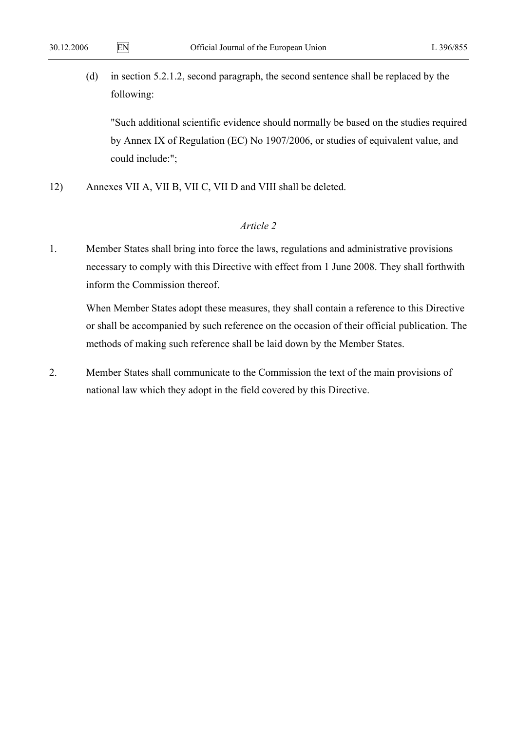(d) in section 5.2.1.2, second paragraph, the second sentence shall be replaced by the following:

"Such additional scientific evidence should normally be based on the studies required by Annex IX of Regulation (EC) No 1907/2006, or studies of equivalent value, and could include:";

12) Annexes VII A, VII B, VII C, VII D and VIII shall be deleted.

*Article 2*

1. Member States shall bring into force the laws, regulations and administrative provisions necessary to comply with this Directive with effect from 1 June 2008. They shall forthwith inform the Commission thereof.

   When Member States adopt these measures, they shall contain a reference to this Directive or shall be accompanied by such reference on the occasion of their official publication. The methods of making such reference shall be laid down by the Member States.

2. Member States shall communicate to the Commission the text of the main provisions of national law which they adopt in the field covered by this Directive.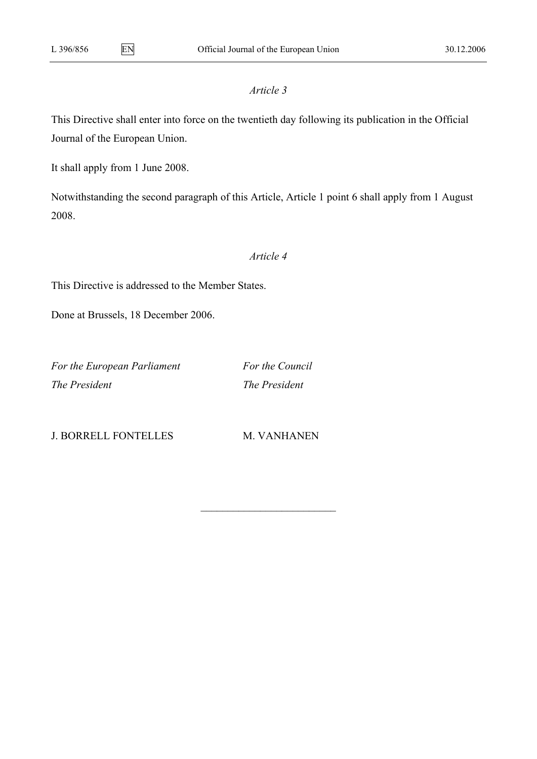*Article 3*

This Directive shall enter into force on the twentieth day following its publication in the Official Journal of the European Union.

It shall apply from 1 June 2008.

Notwithstanding the second paragraph of this Article, Article 1 point 6 shall apply from 1 August 2008.

*Article 4*

This Directive is addressed to the Member States.

Done at Brussels, 18 December 2006.

| *For the European Parliament* | *For the Council* |
| --- | --- |
| *The President* | *The President* |
| J. BORRELL FONTELLES | M. VANHANEN |